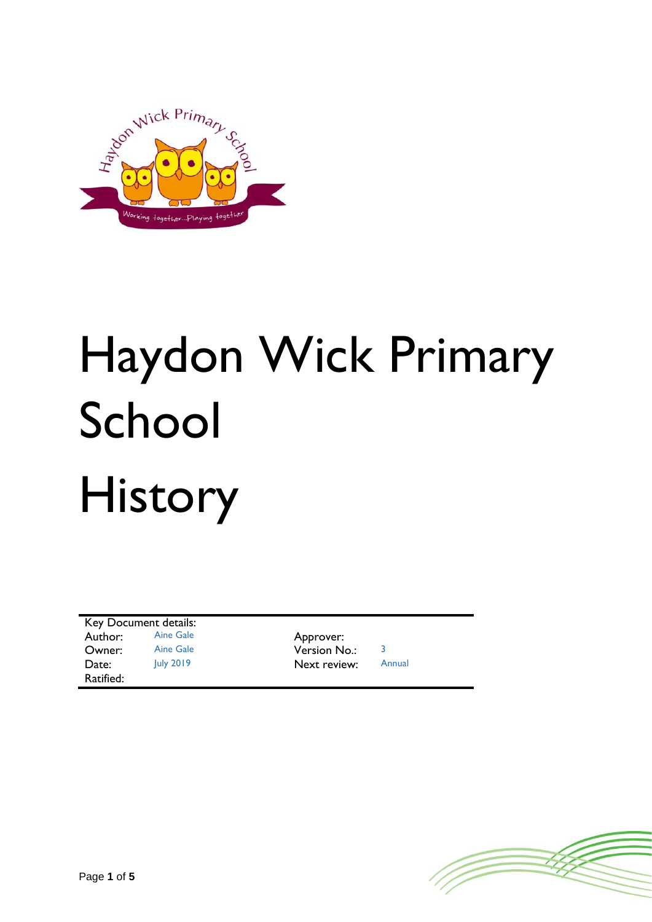# Haydon Wick Primary School

# History

| Key Document details: | | | |
|---|---|---|---|
| Author: | Aine Gale | Approver: | |
| Owner: | Aine Gale | Version No.: | 3 |
| Date: | July 2019 | Next review: | Annual |
| Ratified: | | | |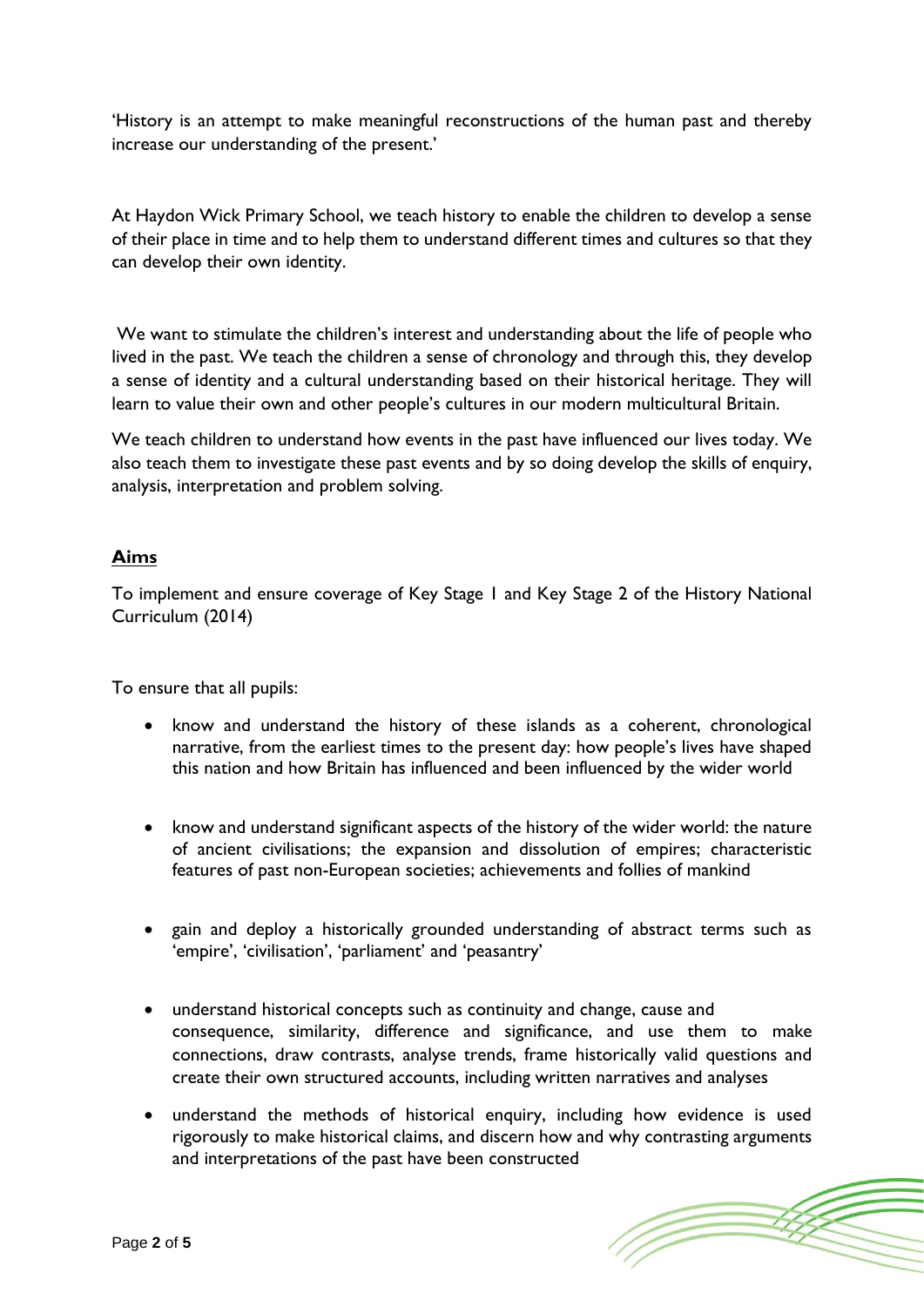'History is an attempt to make meaningful reconstructions of the human past and thereby increase our understanding of the present.'

At Haydon Wick Primary School, we teach history to enable the children to develop a sense of their place in time and to help them to understand different times and cultures so that they can develop their own identity.

We want to stimulate the children's interest and understanding about the life of people who lived in the past. We teach the children a sense of chronology and through this, they develop a sense of identity and a cultural understanding based on their historical heritage. They will learn to value their own and other people's cultures in our modern multicultural Britain.

We teach children to understand how events in the past have influenced our lives today. We also teach them to investigate these past events and by so doing develop the skills of enquiry, analysis, interpretation and problem solving.

## **Aims**

To implement and ensure coverage of Key Stage 1 and Key Stage 2 of the History National Curriculum (2014)

To ensure that all pupils:

- know and understand the history of these islands as a coherent, chronological narrative, from the earliest times to the present day: how people's lives have shaped this nation and how Britain has influenced and been influenced by the wider world
- know and understand significant aspects of the history of the wider world: the nature of ancient civilisations; the expansion and dissolution of empires; characteristic features of past non-European societies; achievements and follies of mankind
- gain and deploy a historically grounded understanding of abstract terms such as 'empire', 'civilisation', 'parliament' and 'peasantry'
- understand historical concepts such as continuity and change, cause and consequence, similarity, difference and significance, and use them to make connections, draw contrasts, analyse trends, frame historically valid questions and create their own structured accounts, including written narratives and analyses
- understand the methods of historical enquiry, including how evidence is used rigorously to make historical claims, and discern how and why contrasting arguments and interpretations of the past have been constructed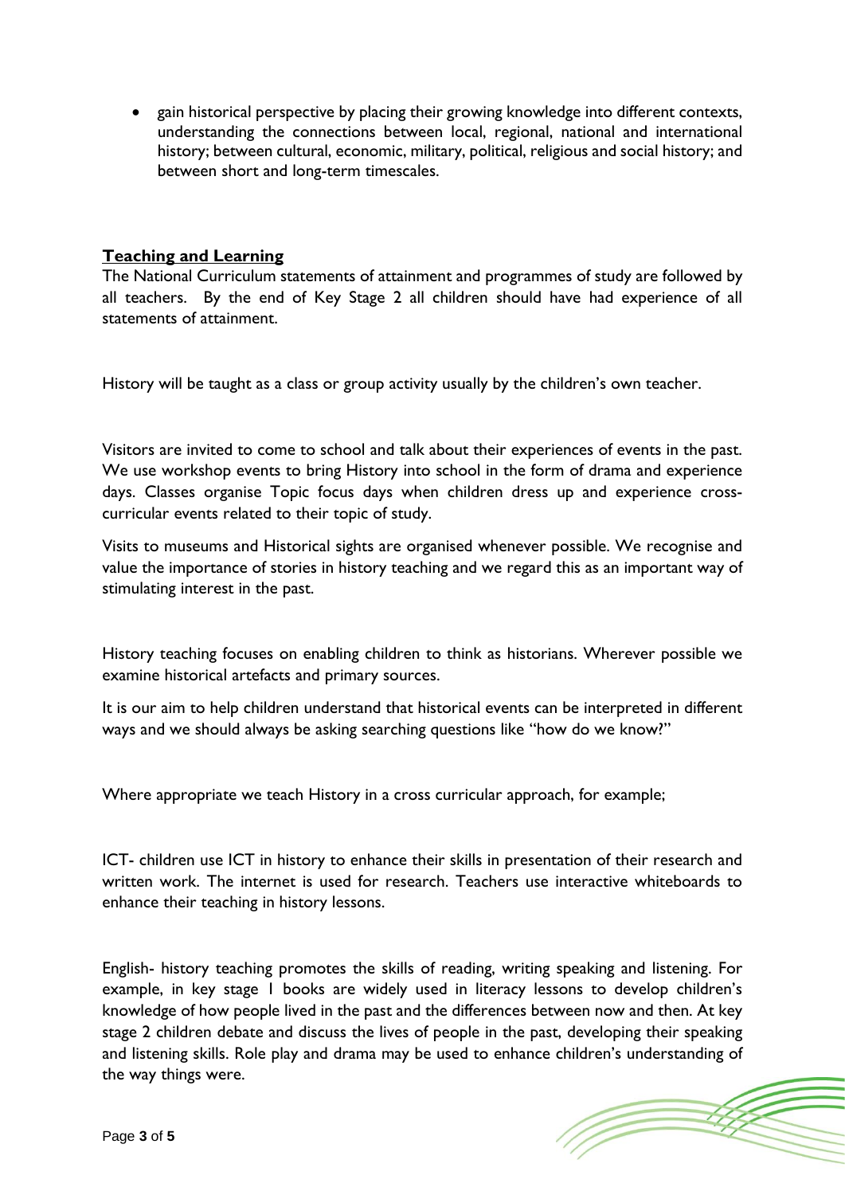- gain historical perspective by placing their growing knowledge into different contexts, understanding the connections between local, regional, national and international history; between cultural, economic, military, political, religious and social history; and between short and long-term timescales.

## Teaching and Learning

The National Curriculum statements of attainment and programmes of study are followed by all teachers. By the end of Key Stage 2 all children should have had experience of all statements of attainment.

History will be taught as a class or group activity usually by the children's own teacher.

Visitors are invited to come to school and talk about their experiences of events in the past. We use workshop events to bring History into school in the form of drama and experience days. Classes organise Topic focus days when children dress up and experience cross-curricular events related to their topic of study.

Visits to museums and Historical sights are organised whenever possible. We recognise and value the importance of stories in history teaching and we regard this as an important way of stimulating interest in the past.

History teaching focuses on enabling children to think as historians. Wherever possible we examine historical artefacts and primary sources.

It is our aim to help children understand that historical events can be interpreted in different ways and we should always be asking searching questions like "how do we know?"

Where appropriate we teach History in a cross curricular approach, for example;

ICT- children use ICT in history to enhance their skills in presentation of their research and written work. The internet is used for research. Teachers use interactive whiteboards to enhance their teaching in history lessons.

English- history teaching promotes the skills of reading, writing speaking and listening. For example, in key stage 1 books are widely used in literacy lessons to develop children's knowledge of how people lived in the past and the differences between now and then. At key stage 2 children debate and discuss the lives of people in the past, developing their speaking and listening skills. Role play and drama may be used to enhance children's understanding of the way things were.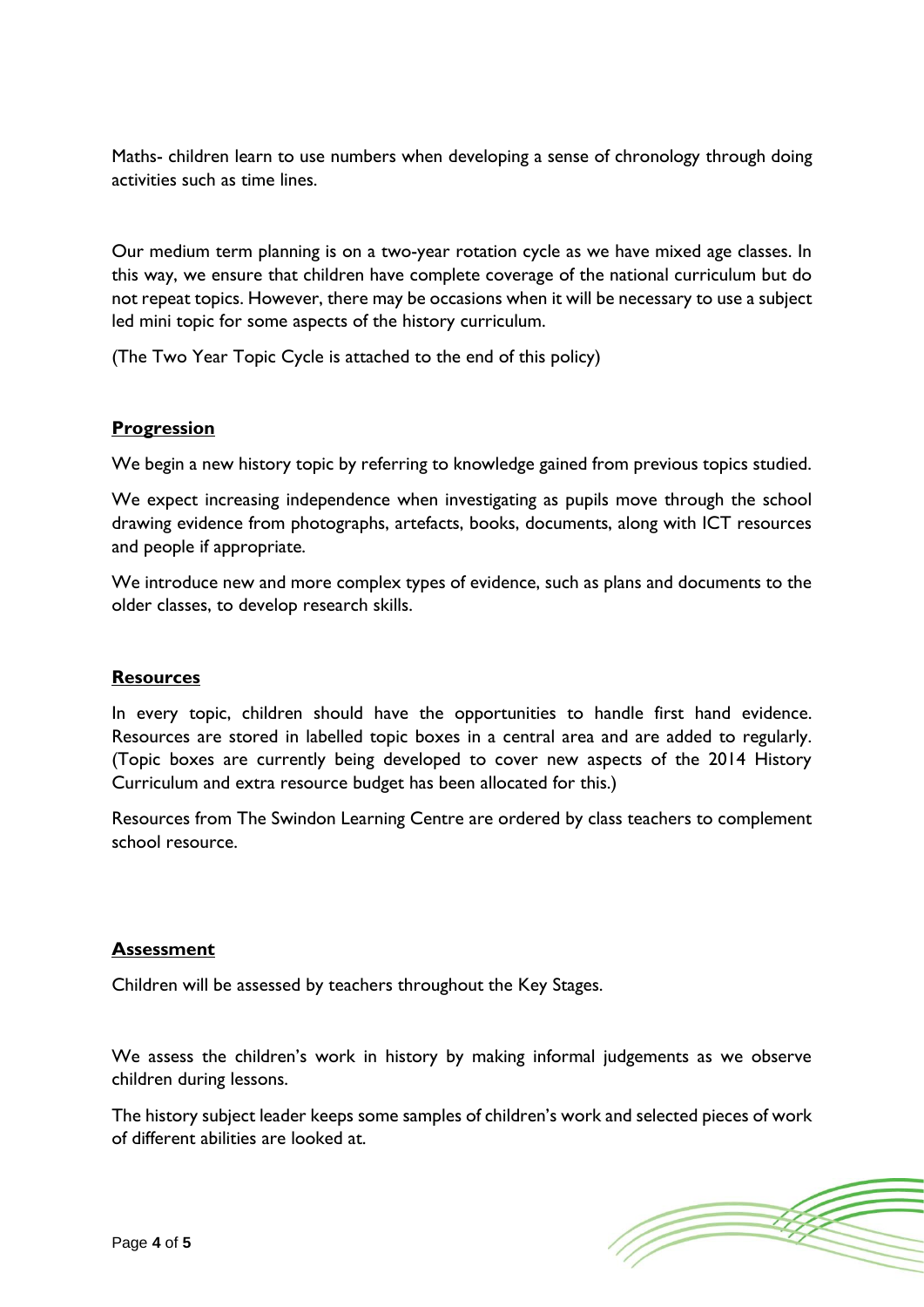Maths- children learn to use numbers when developing a sense of chronology through doing activities such as time lines.

Our medium term planning is on a two-year rotation cycle as we have mixed age classes. In this way, we ensure that children have complete coverage of the national curriculum but do not repeat topics. However, there may be occasions when it will be necessary to use a subject led mini topic for some aspects of the history curriculum.

(The Two Year Topic Cycle is attached to the end of this policy)

## **Progression**

We begin a new history topic by referring to knowledge gained from previous topics studied.

We expect increasing independence when investigating as pupils move through the school drawing evidence from photographs, artefacts, books, documents, along with ICT resources and people if appropriate.

We introduce new and more complex types of evidence, such as plans and documents to the older classes, to develop research skills.

## **Resources**

In every topic, children should have the opportunities to handle first hand evidence. Resources are stored in labelled topic boxes in a central area and are added to regularly. (Topic boxes are currently being developed to cover new aspects of the 2014 History Curriculum and extra resource budget has been allocated for this.)

Resources from The Swindon Learning Centre are ordered by class teachers to complement school resource.

## **Assessment**

Children will be assessed by teachers throughout the Key Stages.

We assess the children's work in history by making informal judgements as we observe children during lessons.

The history subject leader keeps some samples of children's work and selected pieces of work of different abilities are looked at.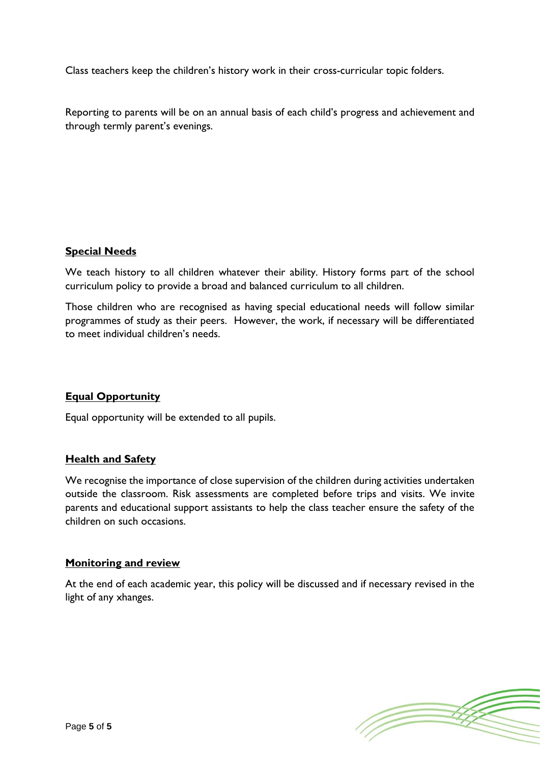Class teachers keep the children's history work in their cross-curricular topic folders.

Reporting to parents will be on an annual basis of each child's progress and achievement and through termly parent's evenings.

## Special Needs

We teach history to all children whatever their ability. History forms part of the school curriculum policy to provide a broad and balanced curriculum to all children.

Those children who are recognised as having special educational needs will follow similar programmes of study as their peers. However, the work, if necessary will be differentiated to meet individual children's needs.

## Equal Opportunity

Equal opportunity will be extended to all pupils.

## Health and Safety

We recognise the importance of close supervision of the children during activities undertaken outside the classroom. Risk assessments are completed before trips and visits. We invite parents and educational support assistants to help the class teacher ensure the safety of the children on such occasions.

## Monitoring and review

At the end of each academic year, this policy will be discussed and if necessary revised in the light of any xhanges.